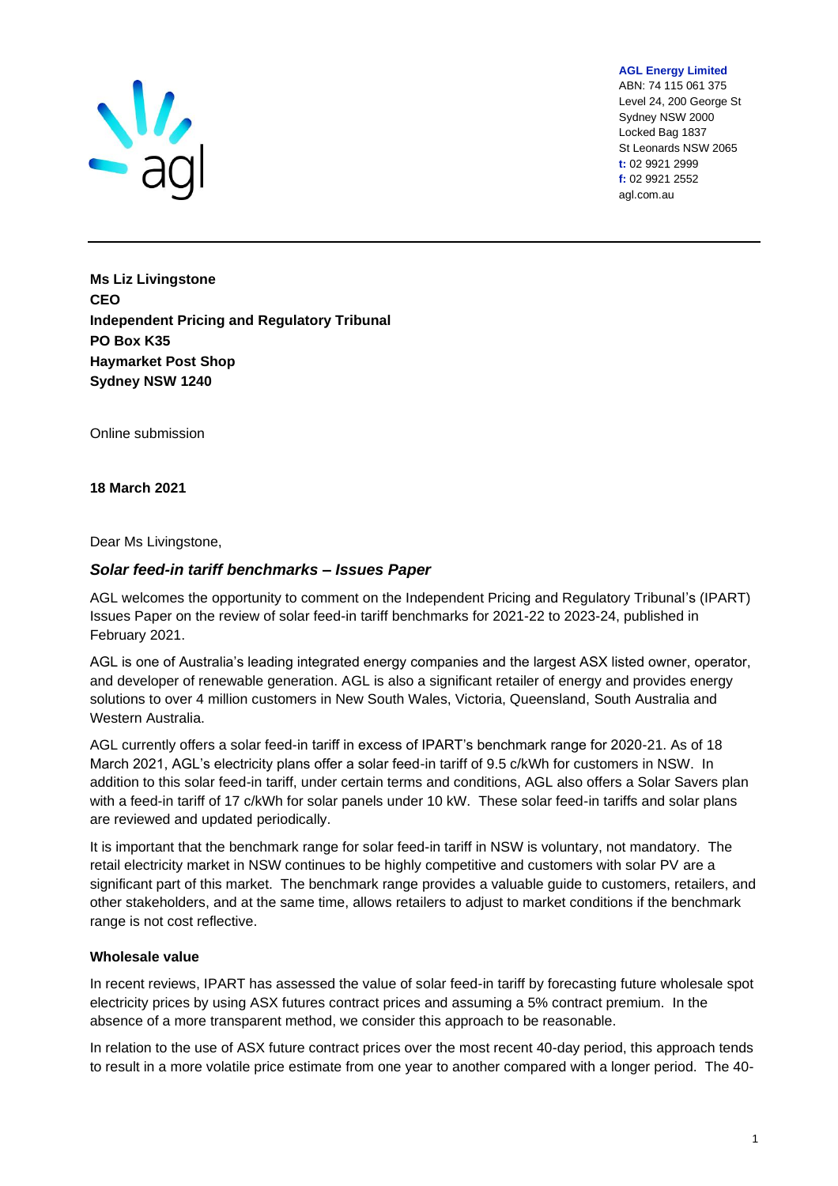**AGL Energy Limited**
ABN: 74 115 061 375
Level 24, 200 George St
Sydney NSW 2000
Locked Bag 1837
St Leonards NSW 2065
**t:** 02 9921 2999
**f:** 02 9921 2552
agl.com.au

**Ms Liz Livingstone**
**CEO**
**Independent Pricing and Regulatory Tribunal**
**PO Box K35**
**Haymarket Post Shop**
**Sydney NSW 1240**

Online submission

**18 March 2021**

Dear Ms Livingstone,

### *Solar feed-in tariff benchmarks – Issues Paper*

AGL welcomes the opportunity to comment on the Independent Pricing and Regulatory Tribunal's (IPART) Issues Paper on the review of solar feed-in tariff benchmarks for 2021-22 to 2023-24, published in February 2021.

AGL is one of Australia's leading integrated energy companies and the largest ASX listed owner, operator, and developer of renewable generation. AGL is also a significant retailer of energy and provides energy solutions to over 4 million customers in New South Wales, Victoria, Queensland, South Australia and Western Australia.

AGL currently offers a solar feed-in tariff in excess of IPART's benchmark range for 2020-21. As of 18 March 2021, AGL's electricity plans offer a solar feed-in tariff of 9.5 c/kWh for customers in NSW. In addition to this solar feed-in tariff, under certain terms and conditions, AGL also offers a Solar Savers plan with a feed-in tariff of 17 c/kWh for solar panels under 10 kW. These solar feed-in tariffs and solar plans are reviewed and updated periodically.

It is important that the benchmark range for solar feed-in tariff in NSW is voluntary, not mandatory. The retail electricity market in NSW continues to be highly competitive and customers with solar PV are a significant part of this market. The benchmark range provides a valuable guide to customers, retailers, and other stakeholders, and at the same time, allows retailers to adjust to market conditions if the benchmark range is not cost reflective.

#### Wholesale value

In recent reviews, IPART has assessed the value of solar feed-in tariff by forecasting future wholesale spot electricity prices by using ASX futures contract prices and assuming a 5% contract premium. In the absence of a more transparent method, we consider this approach to be reasonable.

In relation to the use of ASX future contract prices over the most recent 40-day period, this approach tends to result in a more volatile price estimate from one year to another compared with a longer period. The 40-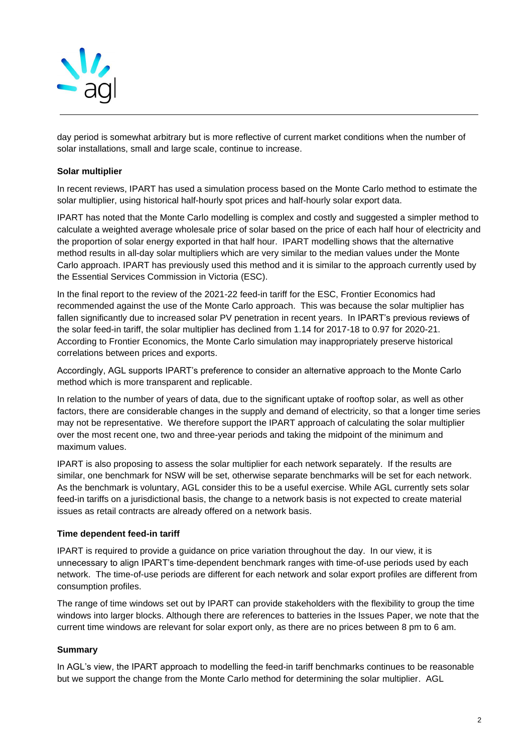day period is somewhat arbitrary but is more reflective of current market conditions when the number of solar installations, small and large scale, continue to increase.

**Solar multiplier**

In recent reviews, IPART has used a simulation process based on the Monte Carlo method to estimate the solar multiplier, using historical half-hourly spot prices and half-hourly solar export data.

IPART has noted that the Monte Carlo modelling is complex and costly and suggested a simpler method to calculate a weighted average wholesale price of solar based on the price of each half hour of electricity and the proportion of solar energy exported in that half hour. IPART modelling shows that the alternative method results in all-day solar multipliers which are very similar to the median values under the Monte Carlo approach. IPART has previously used this method and it is similar to the approach currently used by the Essential Services Commission in Victoria (ESC).

In the final report to the review of the 2021-22 feed-in tariff for the ESC, Frontier Economics had recommended against the use of the Monte Carlo approach. This was because the solar multiplier has fallen significantly due to increased solar PV penetration in recent years. In IPART's previous reviews of the solar feed-in tariff, the solar multiplier has declined from 1.14 for 2017-18 to 0.97 for 2020-21. According to Frontier Economics, the Monte Carlo simulation may inappropriately preserve historical correlations between prices and exports.

Accordingly, AGL supports IPART's preference to consider an alternative approach to the Monte Carlo method which is more transparent and replicable.

In relation to the number of years of data, due to the significant uptake of rooftop solar, as well as other factors, there are considerable changes in the supply and demand of electricity, so that a longer time series may not be representative. We therefore support the IPART approach of calculating the solar multiplier over the most recent one, two and three-year periods and taking the midpoint of the minimum and maximum values.

IPART is also proposing to assess the solar multiplier for each network separately. If the results are similar, one benchmark for NSW will be set, otherwise separate benchmarks will be set for each network. As the benchmark is voluntary, AGL consider this to be a useful exercise. While AGL currently sets solar feed-in tariffs on a jurisdictional basis, the change to a network basis is not expected to create material issues as retail contracts are already offered on a network basis.

**Time dependent feed-in tariff**

IPART is required to provide a guidance on price variation throughout the day. In our view, it is unnecessary to align IPART's time-dependent benchmark ranges with time-of-use periods used by each network. The time-of-use periods are different for each network and solar export profiles are different from consumption profiles.

The range of time windows set out by IPART can provide stakeholders with the flexibility to group the time windows into larger blocks. Although there are references to batteries in the Issues Paper, we note that the current time windows are relevant for solar export only, as there are no prices between 8 pm to 6 am.

**Summary**

In AGL's view, the IPART approach to modelling the feed-in tariff benchmarks continues to be reasonable but we support the change from the Monte Carlo method for determining the solar multiplier. AGL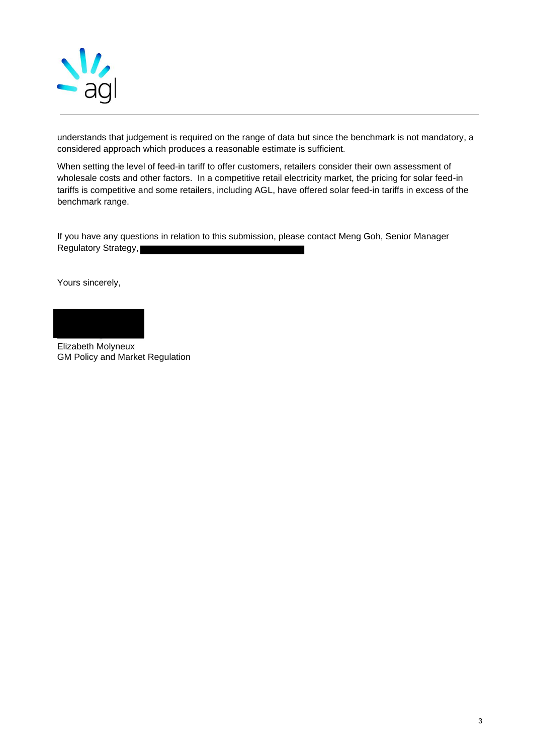understands that judgement is required on the range of data but since the benchmark is not mandatory, a considered approach which produces a reasonable estimate is sufficient.

When setting the level of feed-in tariff to offer customers, retailers consider their own assessment of wholesale costs and other factors. In a competitive retail electricity market, the pricing for solar feed-in tariffs is competitive and some retailers, including AGL, have offered solar feed-in tariffs in excess of the benchmark range.

If you have any questions in relation to this submission, please contact Meng Goh, Senior Manager Regulatory Strategy,

Yours sincerely,

Elizabeth Molyneux
GM Policy and Market Regulation